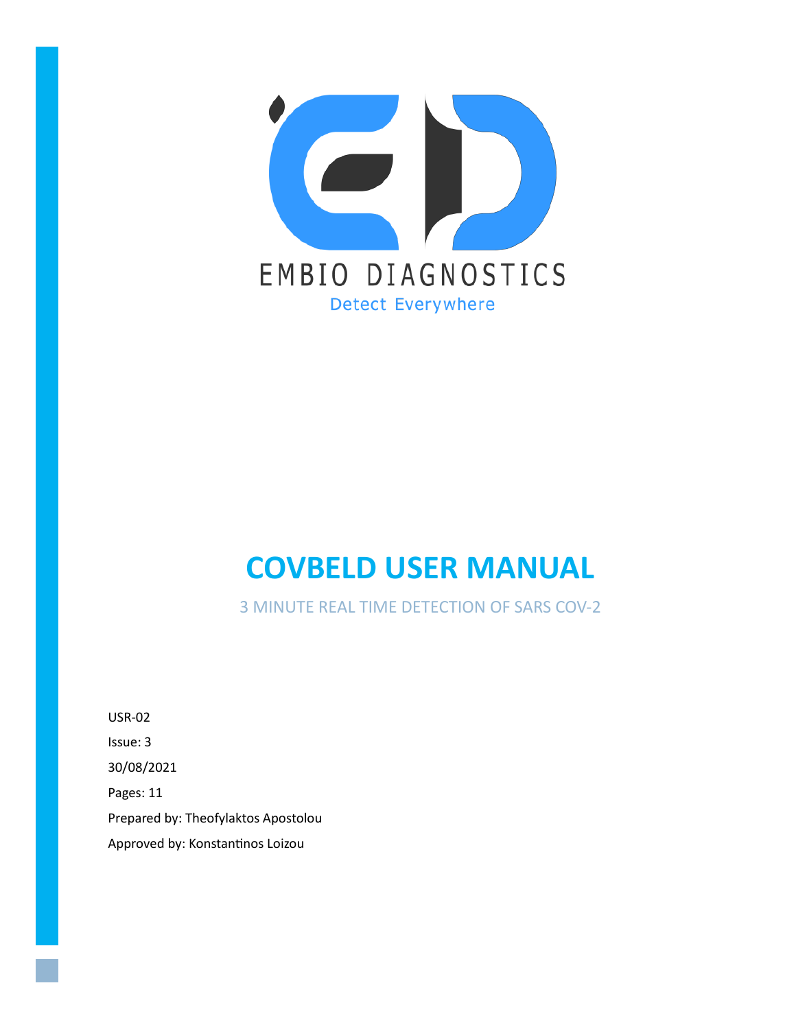EMBIO DIAGNOSTICS

Detect Everywhere

# COVBELD USER MANUAL

## 3 MINUTE REAL TIME DETECTION OF SARS COV-2

USR-02

Issue: 3

30/08/2021

Pages: 11

Prepared by: Theofylaktos Apostolou

Approved by: Konstantinos Loizou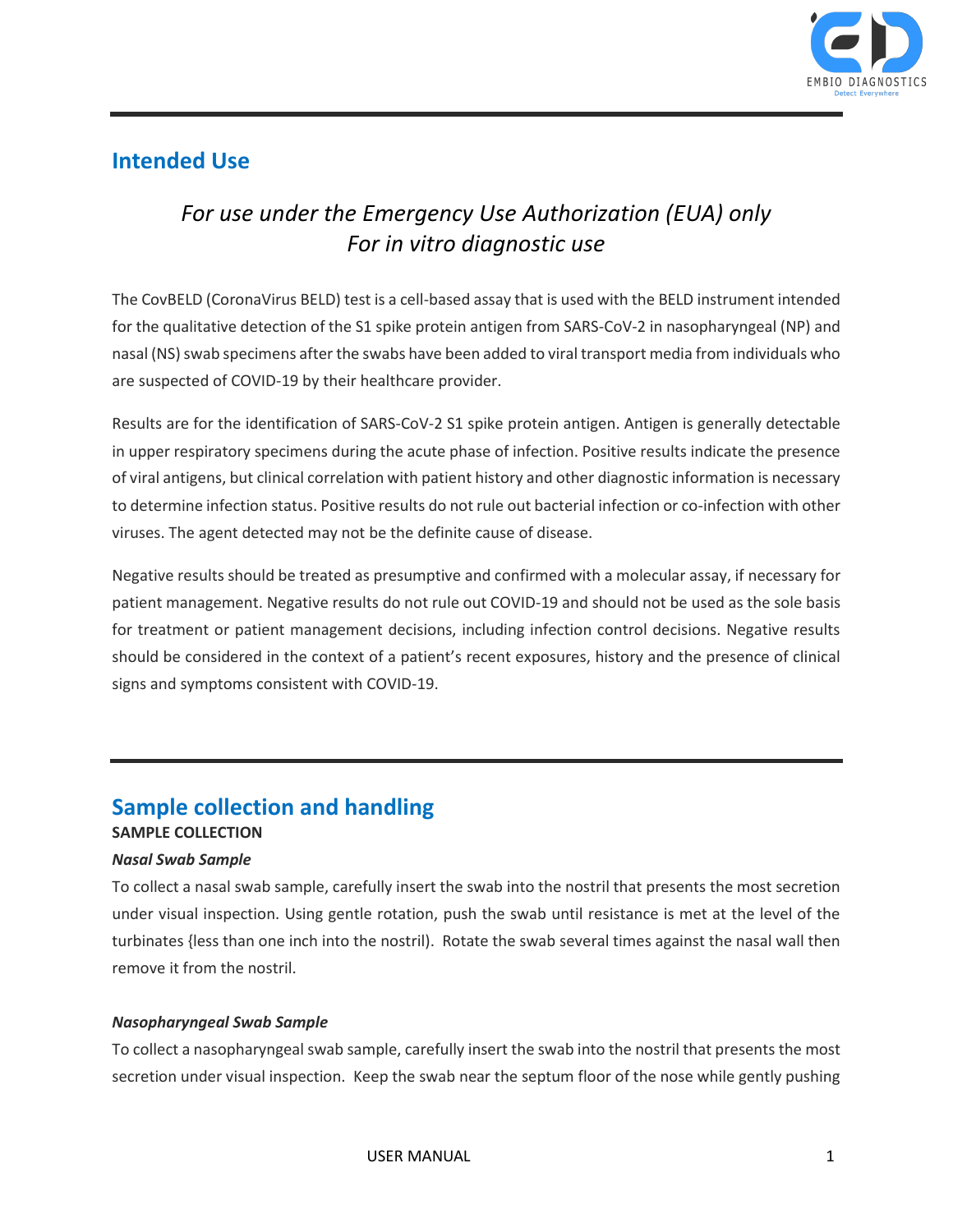## Intended Use

*For use under the Emergency Use Authorization (EUA) only*
*For in vitro diagnostic use*

The CovBELD (CoronaVirus BELD) test is a cell-based assay that is used with the BELD instrument intended for the qualitative detection of the S1 spike protein antigen from SARS-CoV-2 in nasopharyngeal (NP) and nasal (NS) swab specimens after the swabs have been added to viral transport media from individuals who are suspected of COVID-19 by their healthcare provider.

Results are for the identification of SARS-CoV-2 S1 spike protein antigen. Antigen is generally detectable in upper respiratory specimens during the acute phase of infection. Positive results indicate the presence of viral antigens, but clinical correlation with patient history and other diagnostic information is necessary to determine infection status. Positive results do not rule out bacterial infection or co-infection with other viruses. The agent detected may not be the definite cause of disease.

Negative results should be treated as presumptive and confirmed with a molecular assay, if necessary for patient management. Negative results do not rule out COVID-19 and should not be used as the sole basis for treatment or patient management decisions, including infection control decisions. Negative results should be considered in the context of a patient's recent exposures, history and the presence of clinical signs and symptoms consistent with COVID-19.

## Sample collection and handling

**SAMPLE COLLECTION**

***Nasal Swab Sample***

To collect a nasal swab sample, carefully insert the swab into the nostril that presents the most secretion under visual inspection. Using gentle rotation, push the swab until resistance is met at the level of the turbinates {less than one inch into the nostril). Rotate the swab several times against the nasal wall then remove it from the nostril.

***Nasopharyngeal Swab Sample***

To collect a nasopharyngeal swab sample, carefully insert the swab into the nostril that presents the most secretion under visual inspection. Keep the swab near the septum floor of the nose while gently pushing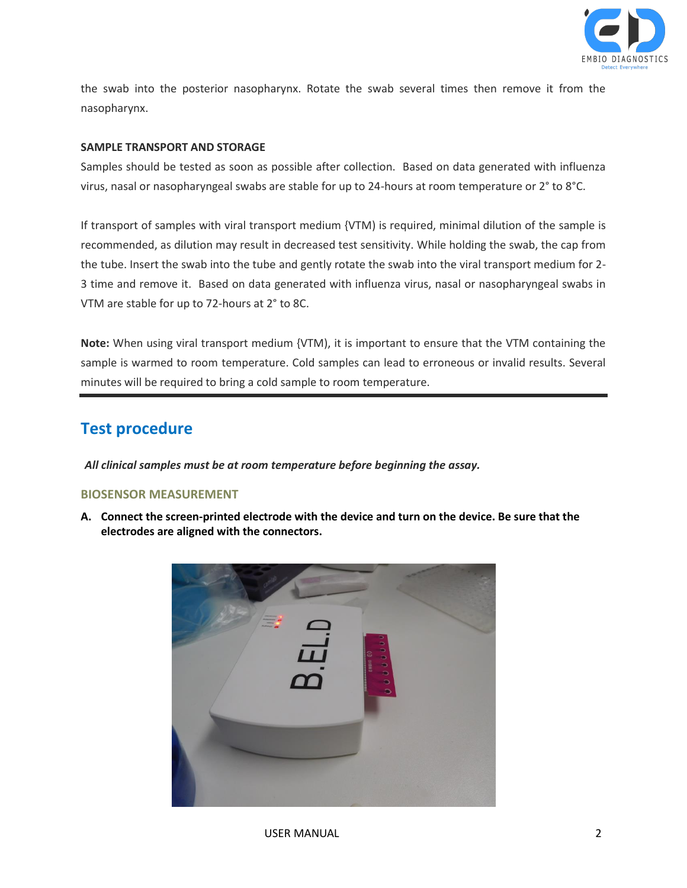the swab into the posterior nasopharynx. Rotate the swab several times then remove it from the nasopharynx.

**SAMPLE TRANSPORT AND STORAGE**

Samples should be tested as soon as possible after collection. Based on data generated with influenza virus, nasal or nasopharyngeal swabs are stable for up to 24-hours at room temperature or 2° to 8°C.

If transport of samples with viral transport medium {VTM) is required, minimal dilution of the sample is recommended, as dilution may result in decreased test sensitivity. While holding the swab, the cap from the tube. Insert the swab into the tube and gently rotate the swab into the viral transport medium for 2-3 time and remove it. Based on data generated with influenza virus, nasal or nasopharyngeal swabs in VTM are stable for up to 72-hours at 2° to 8C.

**Note:** When using viral transport medium {VTM), it is important to ensure that the VTM containing the sample is warmed to room temperature. Cold samples can lead to erroneous or invalid results. Several minutes will be required to bring a cold sample to room temperature.

## Test procedure

***All clinical samples must be at room temperature before beginning the assay.***

### BIOSENSOR MEASUREMENT

**A. Connect the screen-printed electrode with the device and turn on the device. Be sure that the electrodes are aligned with the connectors.**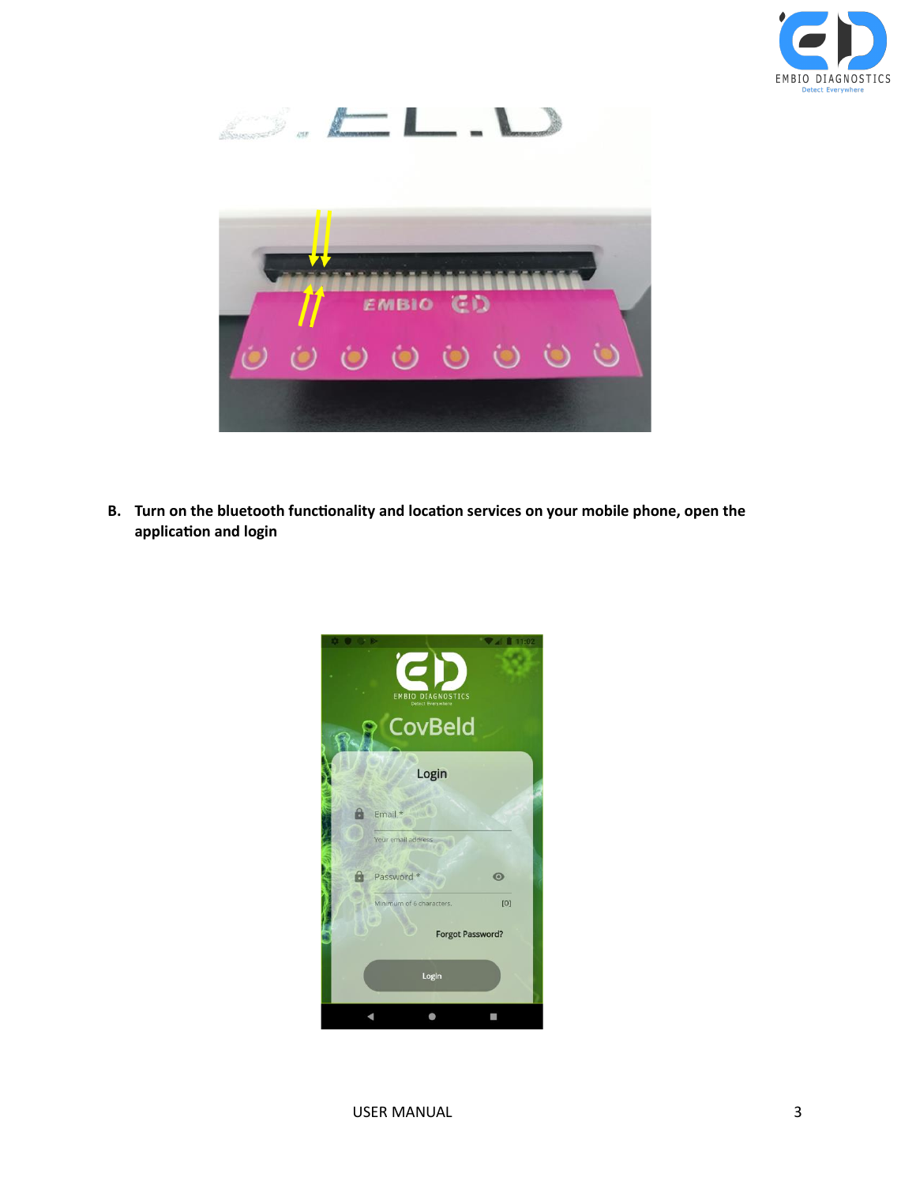B. **Turn on the bluetooth functionality and location services on your mobile phone, open the application and login**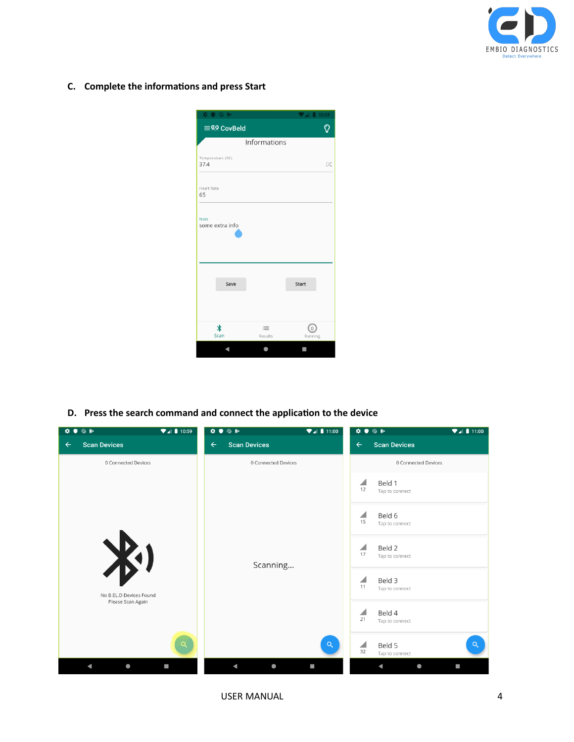### C. Complete the informations and press Start

### D. Press the search command and connect the application to the device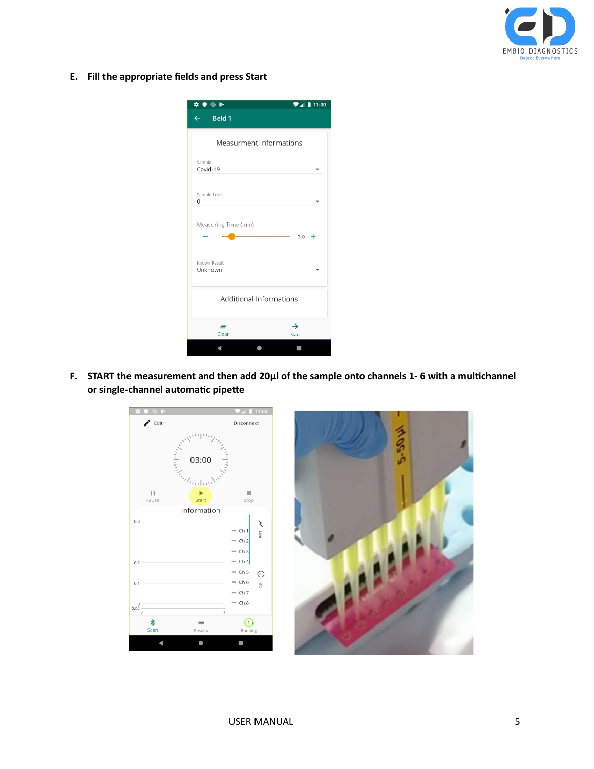**E. Fill the appropriate fields and press Start**

**F. START the measurement and then add 20μl of the sample onto channels 1- 6 with a multichannel or single-channel automatic pipette**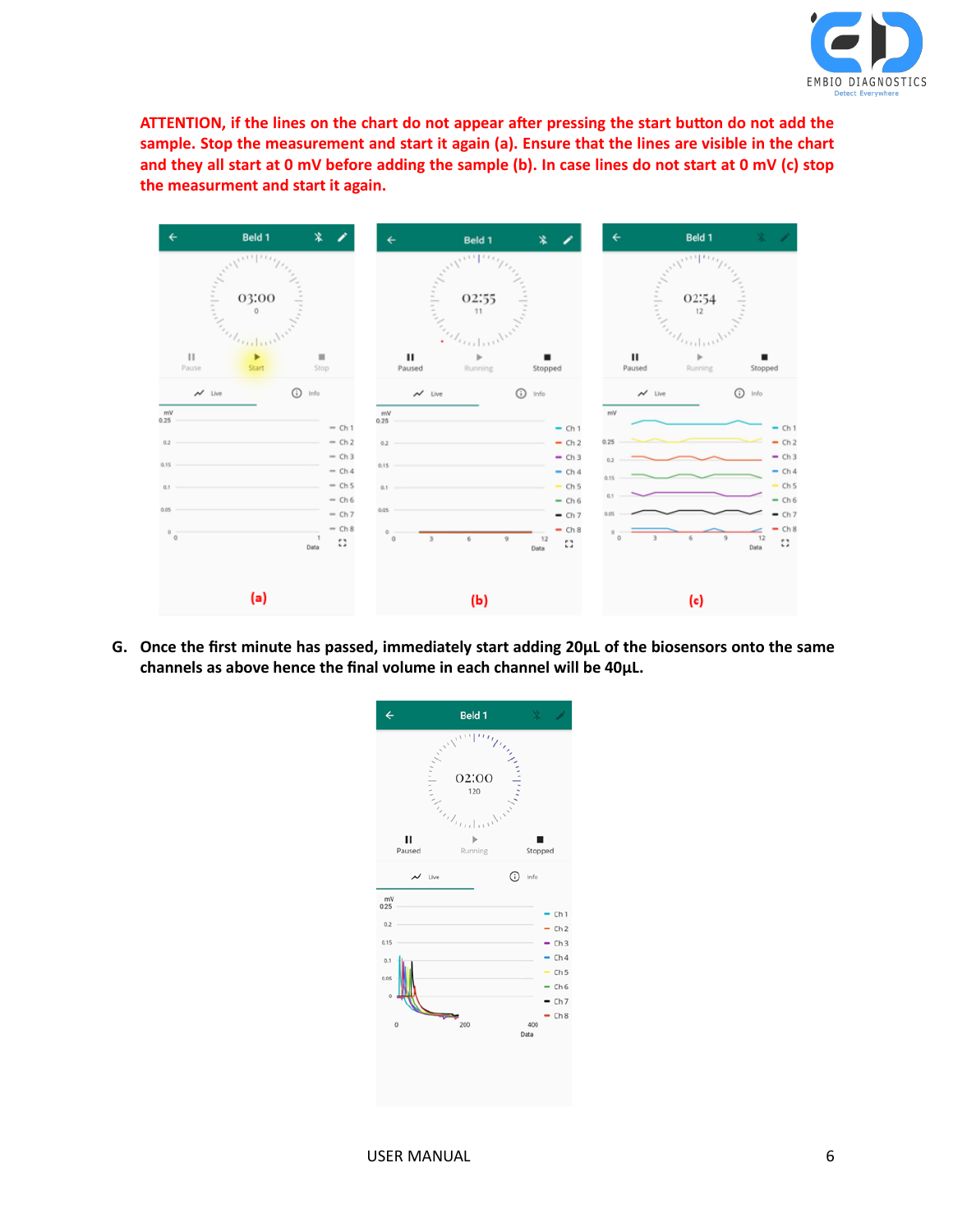**ATTENTION, if the lines on the chart do not appear after pressing the start button do not add the sample. Stop the measurement and start it again (a). Ensure that the lines are visible in the chart and they all start at 0 mV before adding the sample (b). In case lines do not start at 0 mV (c) stop the measurment and start it again.**

(a) (b) (c)

**G. Once the first minute has passed, immediately start adding 20µL of the biosensors onto the same channels as above hence the final volume in each channel will be 40µL.**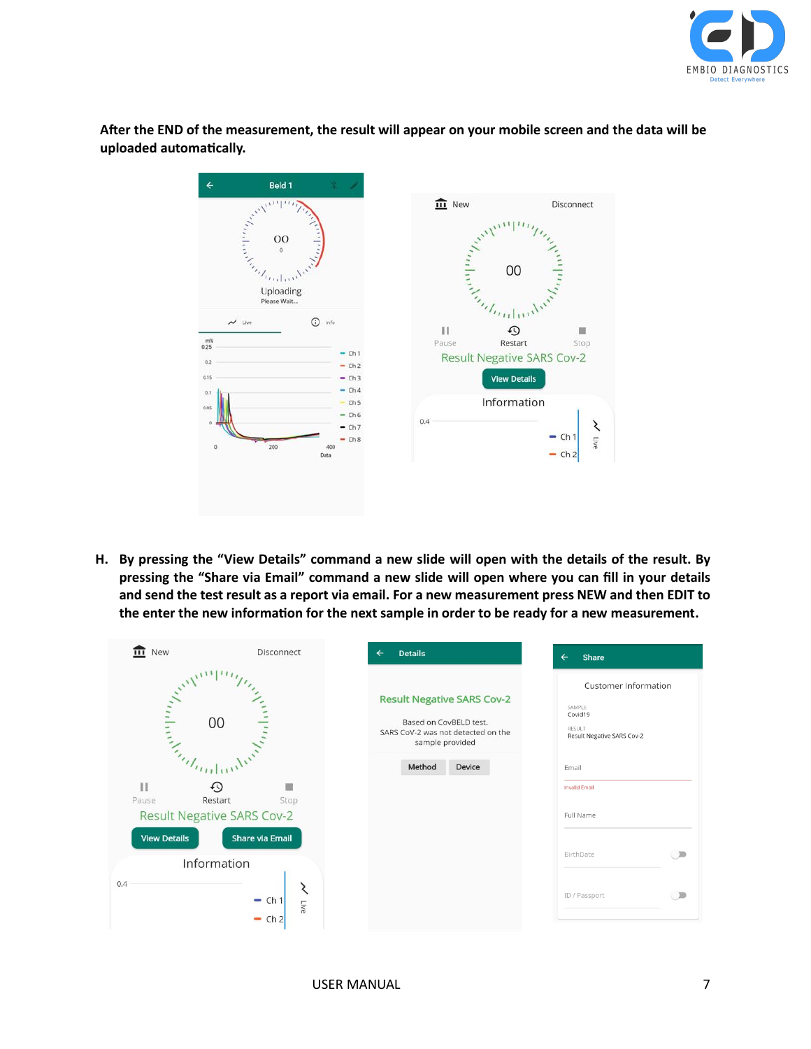**After the END of the measurement, the result will appear on your mobile screen and the data will be uploaded automatically.**

**H. By pressing the "View Details" command a new slide will open with the details of the result. By pressing the "Share via Email" command a new slide will open where you can fill in your details and send the test result as a report via email. For a new measurement press NEW and then EDIT to the enter the new information for the next sample in order to be ready for a new measurement.**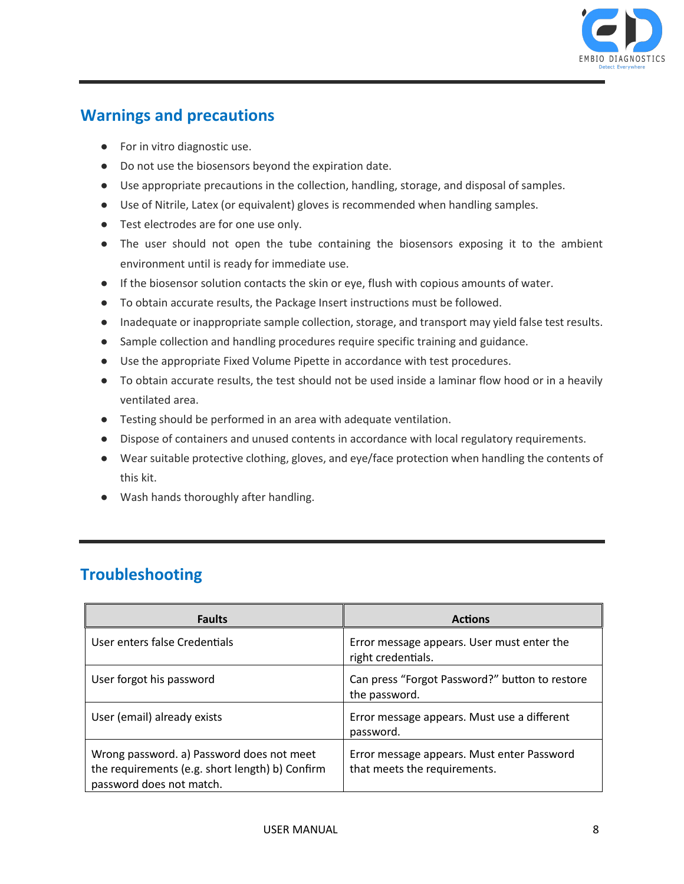## Warnings and precautions

- For in vitro diagnostic use.
- Do not use the biosensors beyond the expiration date.
- Use appropriate precautions in the collection, handling, storage, and disposal of samples.
- Use of Nitrile, Latex (or equivalent) gloves is recommended when handling samples.
- Test electrodes are for one use only.
- The user should not open the tube containing the biosensors exposing it to the ambient environment until is ready for immediate use.
- If the biosensor solution contacts the skin or eye, flush with copious amounts of water.
- To obtain accurate results, the Package Insert instructions must be followed.
- Inadequate or inappropriate sample collection, storage, and transport may yield false test results.
- Sample collection and handling procedures require specific training and guidance.
- Use the appropriate Fixed Volume Pipette in accordance with test procedures.
- To obtain accurate results, the test should not be used inside a laminar flow hood or in a heavily ventilated area.
- Testing should be performed in an area with adequate ventilation.
- Dispose of containers and unused contents in accordance with local regulatory requirements.
- Wear suitable protective clothing, gloves, and eye/face protection when handling the contents of this kit.
- Wash hands thoroughly after handling.

## Troubleshooting

| Faults | Actions |
|---|---|
| User enters false Credentials | Error message appears. User must enter the right credentials. |
| User forgot his password | Can press “Forgot Password?” button to restore the password. |
| User (email) already exists | Error message appears. Must use a different password. |
| Wrong password. a) Password does not meet the requirements (e.g. short length) b) Confirm password does not match. | Error message appears. Must enter Password that meets the requirements. |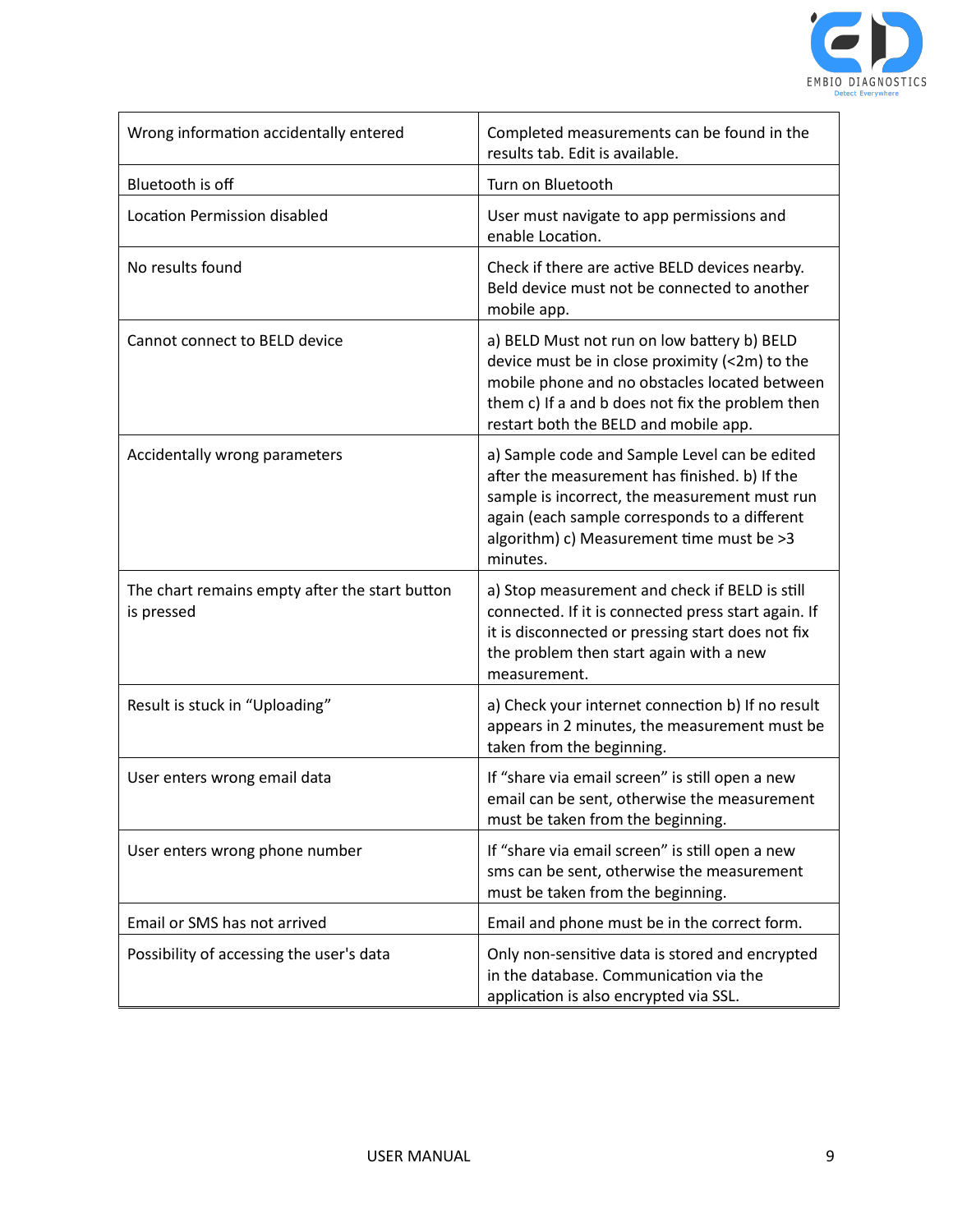| Wrong information accidentally entered | Completed measurements can be found in the results tab. Edit is available. |
|---|---|
| Bluetooth is off | Turn on Bluetooth |
| Location Permission disabled | User must navigate to app permissions and enable Location. |
| No results found | Check if there are active BELD devices nearby. Beld device must not be connected to another mobile app. |
| Cannot connect to BELD device | a) BELD Must not run on low battery b) BELD device must be in close proximity (<2m) to the mobile phone and no obstacles located between them c) If a and b does not fix the problem then restart both the BELD and mobile app. |
| Accidentally wrong parameters | a) Sample code and Sample Level can be edited after the measurement has finished. b) If the sample is incorrect, the measurement must run again (each sample corresponds to a different algorithm) c) Measurement time must be >3 minutes. |
| The chart remains empty after the start button is pressed | a) Stop measurement and check if BELD is still connected. If it is connected press start again. If it is disconnected or pressing start does not fix the problem then start again with a new measurement. |
| Result is stuck in "Uploading" | a) Check your internet connection b) If no result appears in 2 minutes, the measurement must be taken from the beginning. |
| User enters wrong email data | If "share via email screen" is still open a new email can be sent, otherwise the measurement must be taken from the beginning. |
| User enters wrong phone number | If "share via email screen" is still open a new sms can be sent, otherwise the measurement must be taken from the beginning. |
| Email or SMS has not arrived | Email and phone must be in the correct form. |
| Possibility of accessing the user's data | Only non-sensitive data is stored and encrypted in the database. Communication via the application is also encrypted via SSL. |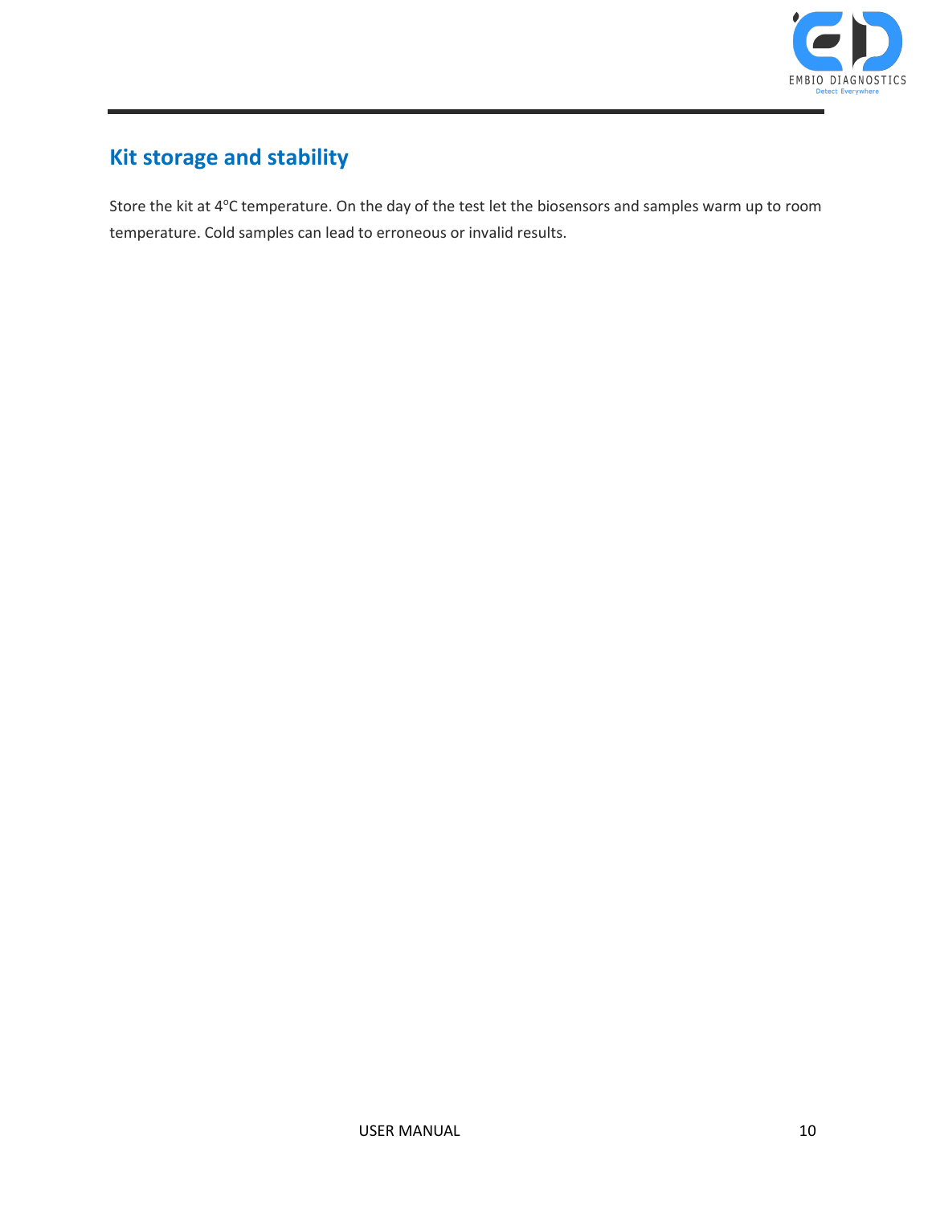## Kit storage and stability

Store the kit at 4°C temperature. On the day of the test let the biosensors and samples warm up to room temperature. Cold samples can lead to erroneous or invalid results.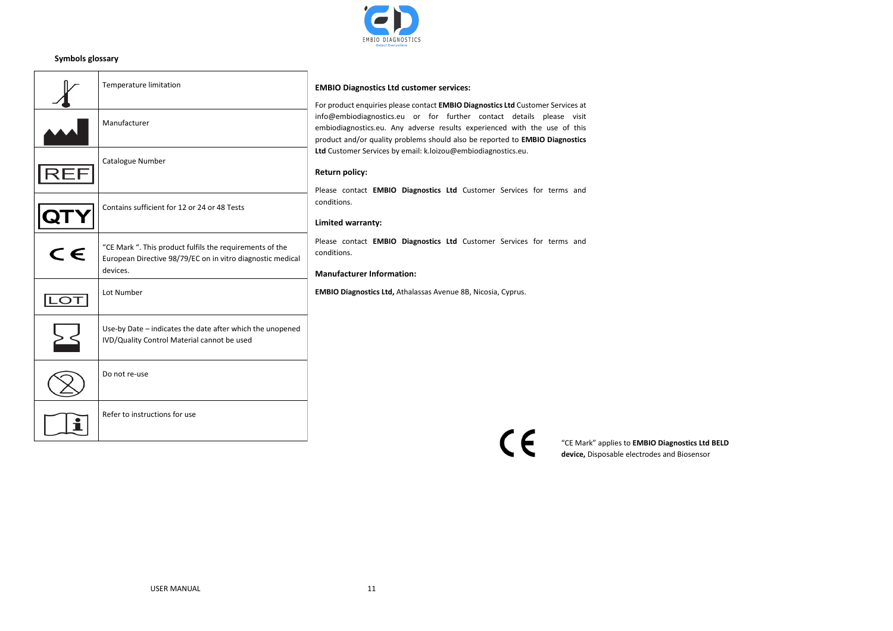**Symbols glossary**

| | |
|---|---|
| | Temperature limitation |
| | Manufacturer |
| REF | Catalogue Number |
| QTY | Contains sufficient for 12 or 24 or 48 Tests |
| CE | "CE Mark ". This product fulfils the requirements of the European Directive 98/79/EC on in vitro diagnostic medical devices. |
| LOT | Lot Number |
| | Use-by Date – indicates the date after which the unopened IVD/Quality Control Material cannot be used |
| | Do not re-use |
| | Refer to instructions for use |

**EMBIO Diagnostics Ltd customer services:**

For product enquiries please contact **EMBIO Diagnostics Ltd** Customer Services at info@embiodiagnostics.eu or for further contact details please visit embiodiagnostics.eu. Any adverse results experienced with the use of this product and/or quality problems should also be reported to **EMBIO Diagnostics Ltd** Customer Services by email: k.loizou@embiodiagnostics.eu.

**Return policy:**

Please contact **EMBIO Diagnostics Ltd** Customer Services for terms and conditions.

**Limited warranty:**

Please contact **EMBIO Diagnostics Ltd** Customer Services for terms and conditions.

**Manufacturer Information:**

**EMBIO Diagnostics Ltd,** Athalassas Avenue 8B, Nicosia, Cyprus.

CE

"CE Mark" applies to **EMBIO Diagnostics Ltd BELD device,** Disposable electrodes and Biosensor